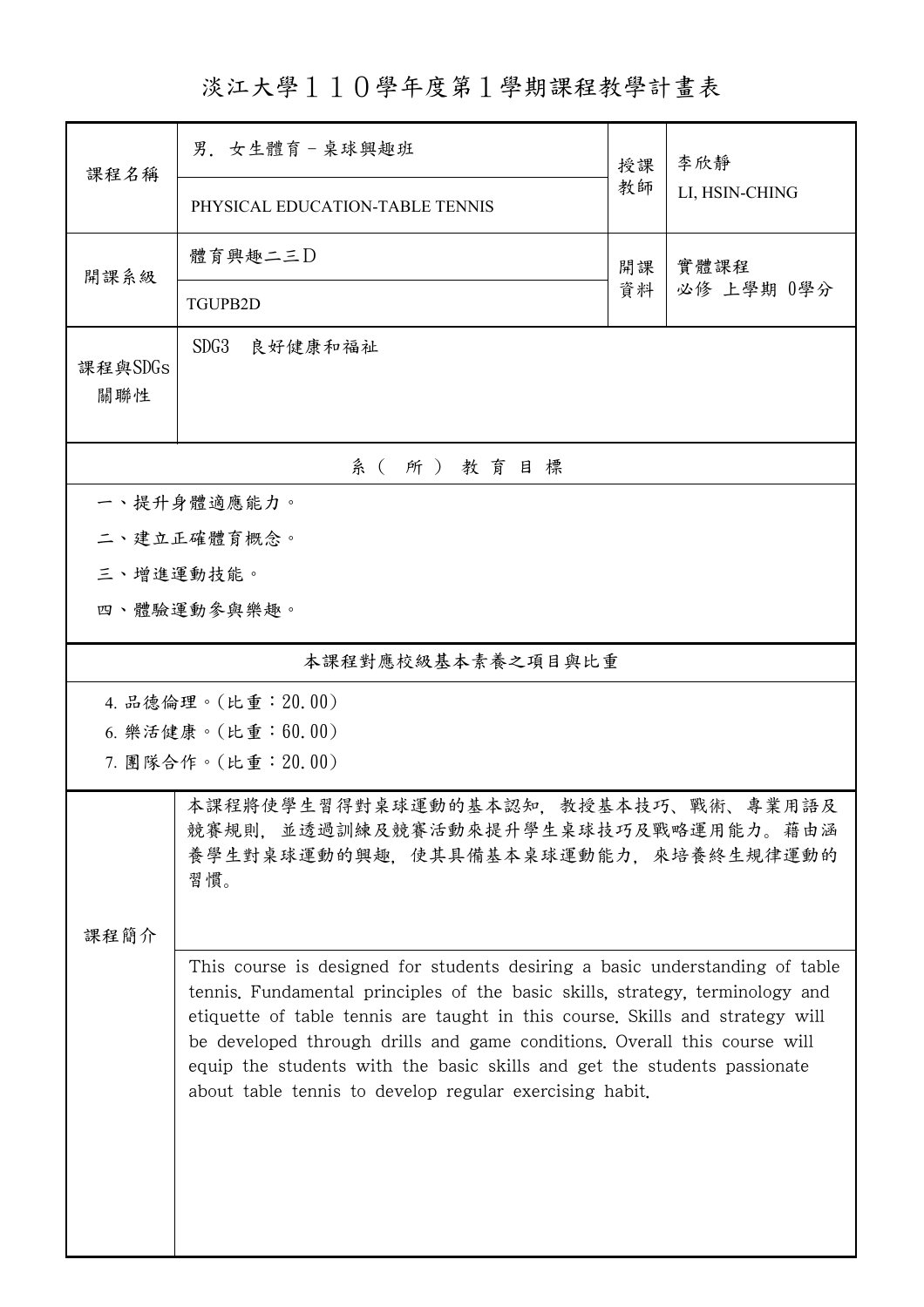# 淡江大學１１０學年度第１學期課程教學計畫表

| 課程名稱 | 男．女生體育－桌球興趣班<br>PHYSICAL EDUCATION-TABLE TENNIS | 授課教師 | 李欣靜<br>LI, HSIN-CHING |
|---|---|---|---|
| 開課系級 | 體育興趣二三Ｄ<br>TGUPB2D | 開課資料 | 實體課程<br>必修 上學期 0學分 |
| 課程與SDGs關聯性 | SDG3　良好健康和福祉 | | |

## 系（所）教育目標

一、提升身體適應能力。

二、建立正確體育概念。

三、增進運動技能。

四、體驗運動參與樂趣。

## 本課程對應校級基本素養之項目與比重

4. 品德倫理。(比重：20.00)
6. 樂活健康。(比重：60.00)
7. 團隊合作。(比重：20.00)

## 課程簡介

本課程將使學生習得對桌球運動的基本認知，教授基本技巧、戰術、專業用語及競賽規則，並透過訓練及競賽活動來提升學生桌球技巧及戰略運用能力。藉由涵養學生對桌球運動的興趣，使其具備基本桌球運動能力，來培養終生規律運動的習慣。

This course is designed for students desiring a basic understanding of table tennis. Fundamental principles of the basic skills, strategy, terminology and etiquette of table tennis are taught in this course. Skills and strategy will be developed through drills and game conditions. Overall this course will equip the students with the basic skills and get the students passionate about table tennis to develop regular exercising habit.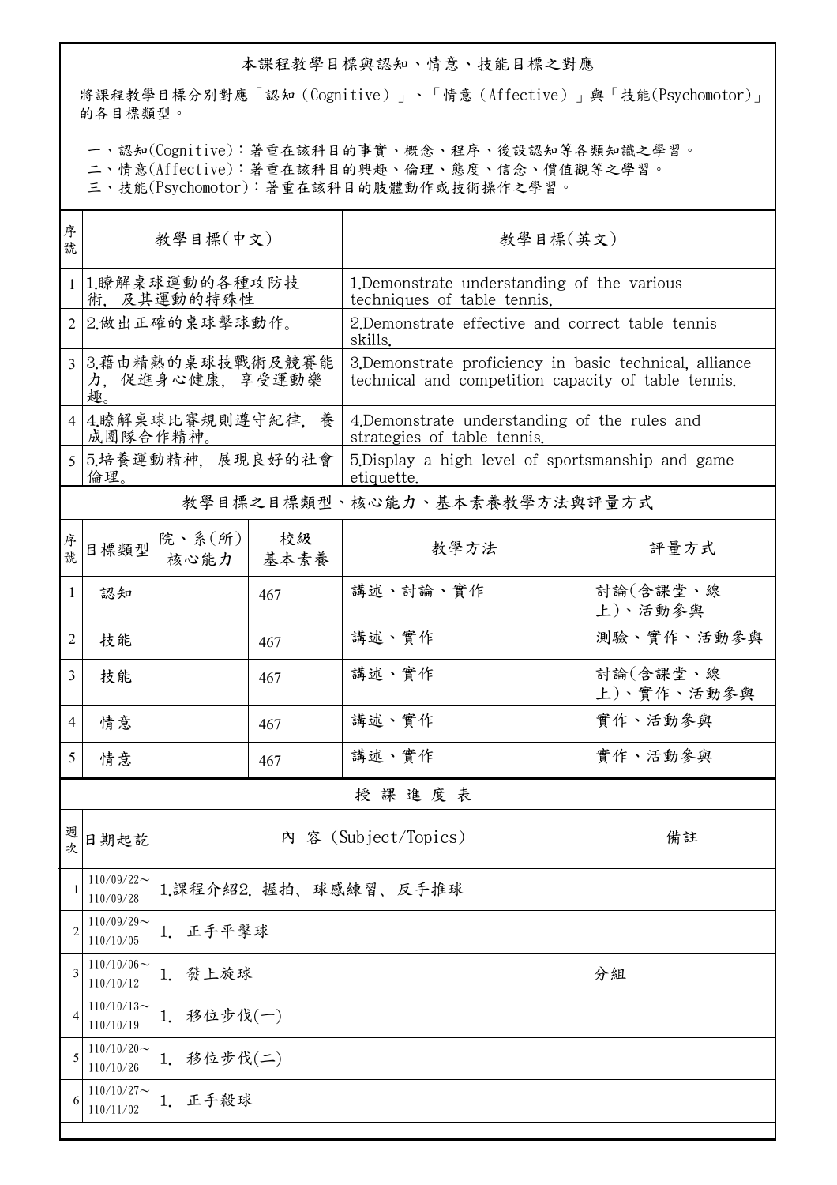## 本課程教學目標與認知、情意、技能目標之對應

將課程教學目標分別對應「認知（Cognitive）」、「情意（Affective）」與「技能(Psychomotor)」的各目標類型。

一、認知(Cognitive)：著重在該科目的事實、概念、程序、後設認知等各類知識之學習。
二、情意(Affective)：著重在該科目的興趣、倫理、態度、信念、價值觀等之學習。
三、技能(Psychomotor)：著重在該科目的肢體動作或技術操作之學習。

| 序號 | 教學目標(中文) | 教學目標(英文) |
|---|---|---|
| 1 | 1.瞭解桌球運動的各種攻防技術，及其運動的特殊性 | 1.Demonstrate understanding of the various techniques of table tennis. |
| 2 | 2.做出正確的桌球擊球動作。 | 2.Demonstrate effective and correct table tennis skills. |
| 3 | 3.藉由精熟的桌球技戰術及競賽能力，促進身心健康，享受運動樂趣。 | 3.Demonstrate proficiency in basic technical, alliance technical and competition capacity of table tennis. |
| 4 | 4.瞭解桌球比賽規則遵守紀律，養成團隊合作精神。 | 4.Demonstrate understanding of the rules and strategies of table tennis. |
| 5 | 5.培養運動精神，展現良好的社會倫理。 | 5.Display a high level of sportsmanship and game etiquette. |

## 教學目標之目標類型、核心能力、基本素養教學方法與評量方式

| 序號 | 目標類型 | 院、系(所)核心能力 | 校級基本素養 | 教學方法 | 評量方式 |
|---|---|---|---|---|---|
| 1 | 認知 | | 467 | 講述、討論、實作 | 討論(含課堂、線上)、活動參與 |
| 2 | 技能 | | 467 | 講述、實作 | 測驗、實作、活動參與 |
| 3 | 技能 | | 467 | 講述、實作 | 討論(含課堂、線上)、實作、活動參與 |
| 4 | 情意 | | 467 | 講述、實作 | 實作、活動參與 |
| 5 | 情意 | | 467 | 講述、實作 | 實作、活動參與 |

## 授課進度表

| 週次 | 日期起訖 | 內容 (Subject/Topics) | 備註 |
|---|---|---|---|
| 1 | 110/09/22～110/09/28 | 1.課程介紹2. 握拍、球感練習、反手推球 | |
| 2 | 110/09/29～110/10/05 | 1. 正手平擊球 | |
| 3 | 110/10/06～110/10/12 | 1. 發上旋球 | 分組 |
| 4 | 110/10/13～110/10/19 | 1. 移位步伐(一) | |
| 5 | 110/10/20～110/10/26 | 1. 移位步伐(二) | |
| 6 | 110/10/27～110/11/02 | 1. 正手殺球 | |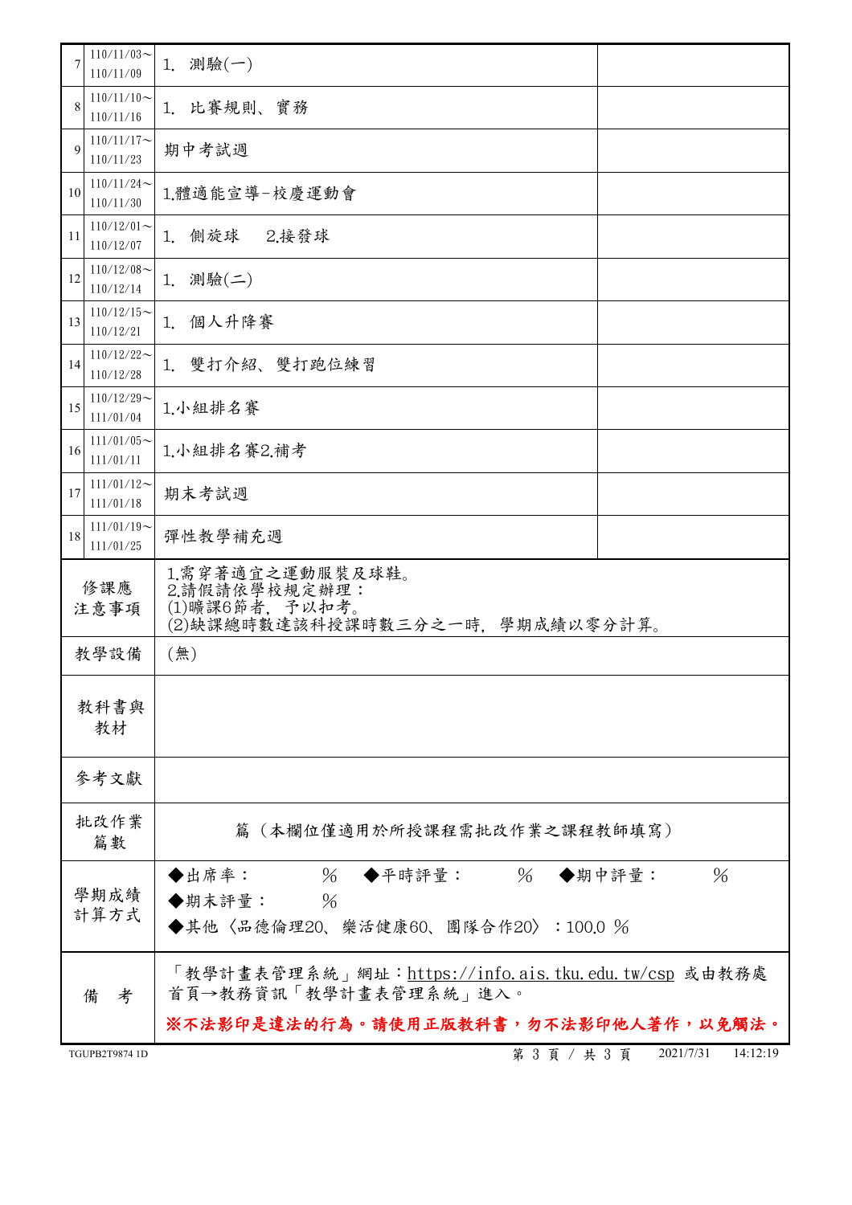| | | | |
|---|---|---|---|
| 7 | 110/11/03～<br>110/11/09 | 1. 測驗(一) | |
| 8 | 110/11/10～<br>110/11/16 | 1. 比賽規則、實務 | |
| 9 | 110/11/17～<br>110/11/23 | 期中考試週 | |
| 10 | 110/11/24～<br>110/11/30 | 1.體適能宣導－校慶運動會 | |
| 11 | 110/12/01～<br>110/12/07 | 1. 側旋球　2.接發球 | |
| 12 | 110/12/08～<br>110/12/14 | 1. 測驗(二) | |
| 13 | 110/12/15～<br>110/12/21 | 1. 個人升降賽 | |
| 14 | 110/12/22～<br>110/12/28 | 1. 雙打介紹、雙打跑位練習 | |
| 15 | 110/12/29～<br>111/01/04 | 1.小組排名賽 | |
| 16 | 111/01/05～<br>111/01/11 | 1.小組排名賽2.補考 | |
| 17 | 111/01/12～<br>111/01/18 | 期末考試週 | |
| 18 | 111/01/19～<br>111/01/25 | 彈性教學補充週 | |

| | |
|---|---|
| 修課應注意事項 | 1.需穿著適宜之運動服裝及球鞋。<br>2.請假請依學校規定辦理：<br>(1)曠課6節者，予以扣考。<br>(2)缺課總時數達該科授課時數三分之一時，學期成績以零分計算。 |
| 教學設備 | (無) |
| 教科書與教材 | |
| 參考文獻 | |
| 批改作業篇數 | 篇（本欄位僅適用於所授課程需批改作業之課程教師填寫） |
| 學期成績計算方式 | ◆出席率：　　%　◆平時評量：　　%　◆期中評量：　　%<br>◆期末評量：　　%<br>◆其他〈品德倫理20、樂活健康60、團隊合作20〉：100.0 % |
| 備　考 | 「教學計畫表管理系統」網址：https://info.ais.tku.edu.tw/csp 或由教務處首頁→教務資訊「教學計畫表管理系統」進入。<br>**※不法影印是違法的行為。請使用正版教科書，勿不法影印他人著作，以免觸法。** |

TGUPB2T9874 1D　　2021/7/31　14:12:19